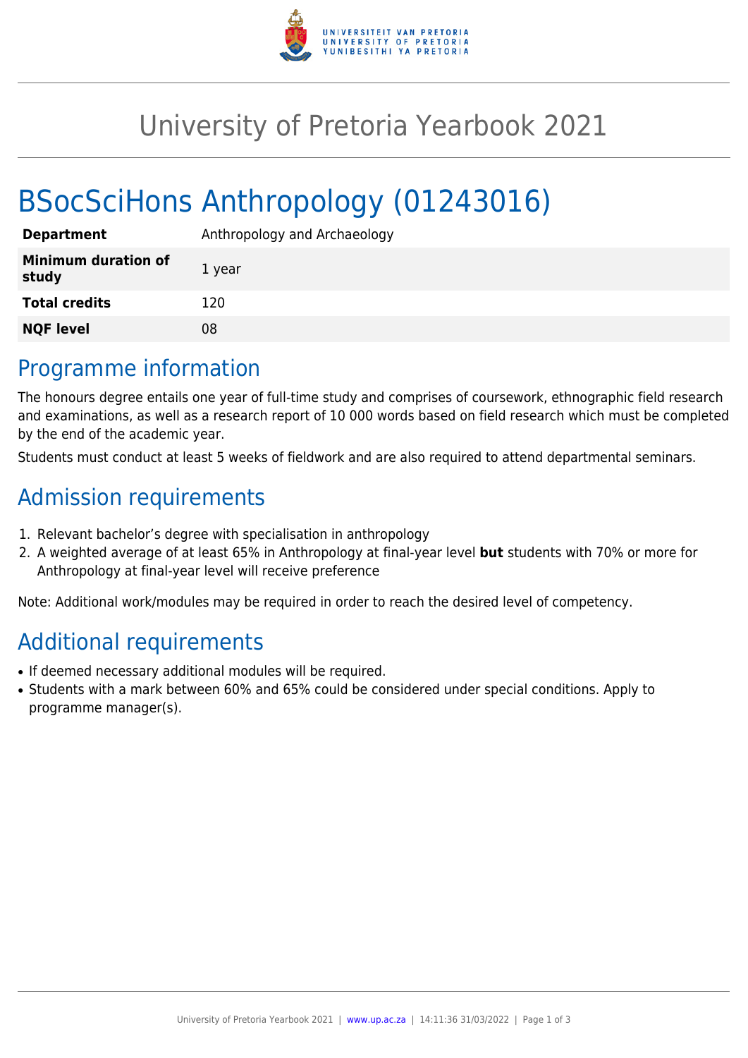# University of Pretoria Yearbook 2021

# BSocSciHons Anthropology (01243016)

| | |
|---|---|
| **Department** | Anthropology and Archaeology |
| **Minimum duration of study** | 1 year |
| **Total credits** | 120 |
| **NQF level** | 08 |

## Programme information

The honours degree entails one year of full-time study and comprises of coursework, ethnographic field research and examinations, as well as a research report of 10 000 words based on field research which must be completed by the end of the academic year.

Students must conduct at least 5 weeks of fieldwork and are also required to attend departmental seminars.

## Admission requirements

1. Relevant bachelor's degree with specialisation in anthropology
2. A weighted average of at least 65% in Anthropology at final-year level **but** students with 70% or more for Anthropology at final-year level will receive preference

Note: Additional work/modules may be required in order to reach the desired level of competency.

## Additional requirements

- If deemed necessary additional modules will be required.
- Students with a mark between 60% and 65% could be considered under special conditions. Apply to programme manager(s).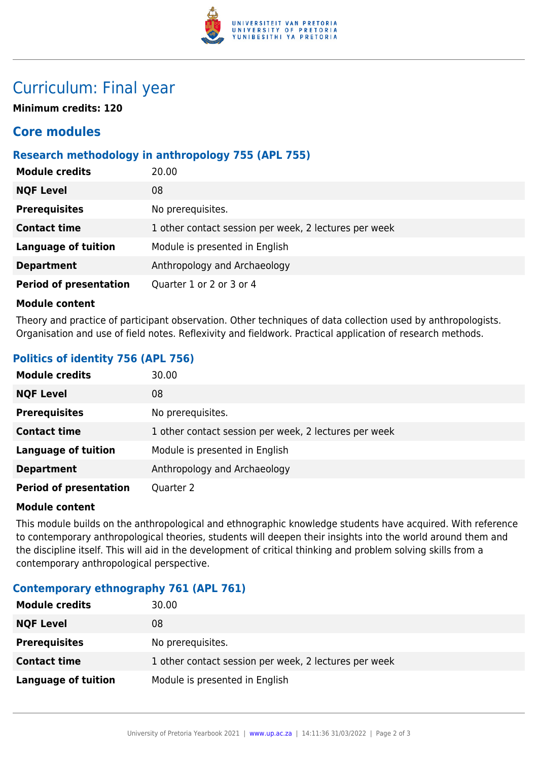# Curriculum: Final year

**Minimum credits: 120**

## Core modules

### Research methodology in anthropology 755 (APL 755)

| | |
|---|---|
| **Module credits** | 20.00 |
| **NQF Level** | 08 |
| **Prerequisites** | No prerequisites. |
| **Contact time** | 1 other contact session per week, 2 lectures per week |
| **Language of tuition** | Module is presented in English |
| **Department** | Anthropology and Archaeology |
| **Period of presentation** | Quarter 1 or 2 or 3 or 4 |

**Module content**

Theory and practice of participant observation. Other techniques of data collection used by anthropologists. Organisation and use of field notes. Reflexivity and fieldwork. Practical application of research methods.

### Politics of identity 756 (APL 756)

| | |
|---|---|
| **Module credits** | 30.00 |
| **NQF Level** | 08 |
| **Prerequisites** | No prerequisites. |
| **Contact time** | 1 other contact session per week, 2 lectures per week |
| **Language of tuition** | Module is presented in English |
| **Department** | Anthropology and Archaeology |
| **Period of presentation** | Quarter 2 |

**Module content**

This module builds on the anthropological and ethnographic knowledge students have acquired. With reference to contemporary anthropological theories, students will deepen their insights into the world around them and the discipline itself. This will aid in the development of critical thinking and problem solving skills from a contemporary anthropological perspective.

### Contemporary ethnography 761 (APL 761)

| | |
|---|---|
| **Module credits** | 30.00 |
| **NQF Level** | 08 |
| **Prerequisites** | No prerequisites. |
| **Contact time** | 1 other contact session per week, 2 lectures per week |
| **Language of tuition** | Module is presented in English |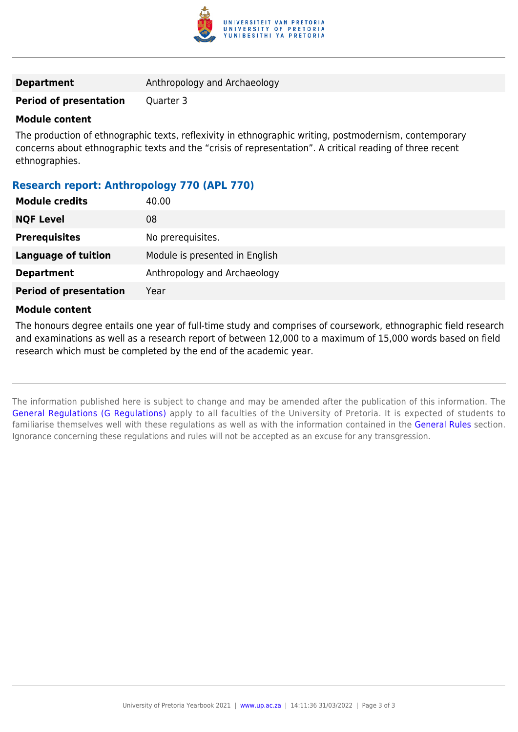| | |
|---|---|
| **Department** | Anthropology and Archaeology |
| **Period of presentation** | Quarter 3 |

**Module content**

The production of ethnographic texts, reflexivity in ethnographic writing, postmodernism, contemporary concerns about ethnographic texts and the "crisis of representation". A critical reading of three recent ethnographies.

### Research report: Anthropology 770 (APL 770)

| | |
|---|---|
| **Module credits** | 40.00 |
| **NQF Level** | 08 |
| **Prerequisites** | No prerequisites. |
| **Language of tuition** | Module is presented in English |
| **Department** | Anthropology and Archaeology |
| **Period of presentation** | Year |

**Module content**

The honours degree entails one year of full-time study and comprises of coursework, ethnographic field research and examinations as well as a research report of between 12,000 to a maximum of 15,000 words based on field research which must be completed by the end of the academic year.

---

The information published here is subject to change and may be amended after the publication of this information. The General Regulations (G Regulations) apply to all faculties of the University of Pretoria. It is expected of students to familiarise themselves well with these regulations as well as with the information contained in the General Rules section. Ignorance concerning these regulations and rules will not be accepted as an excuse for any transgression.